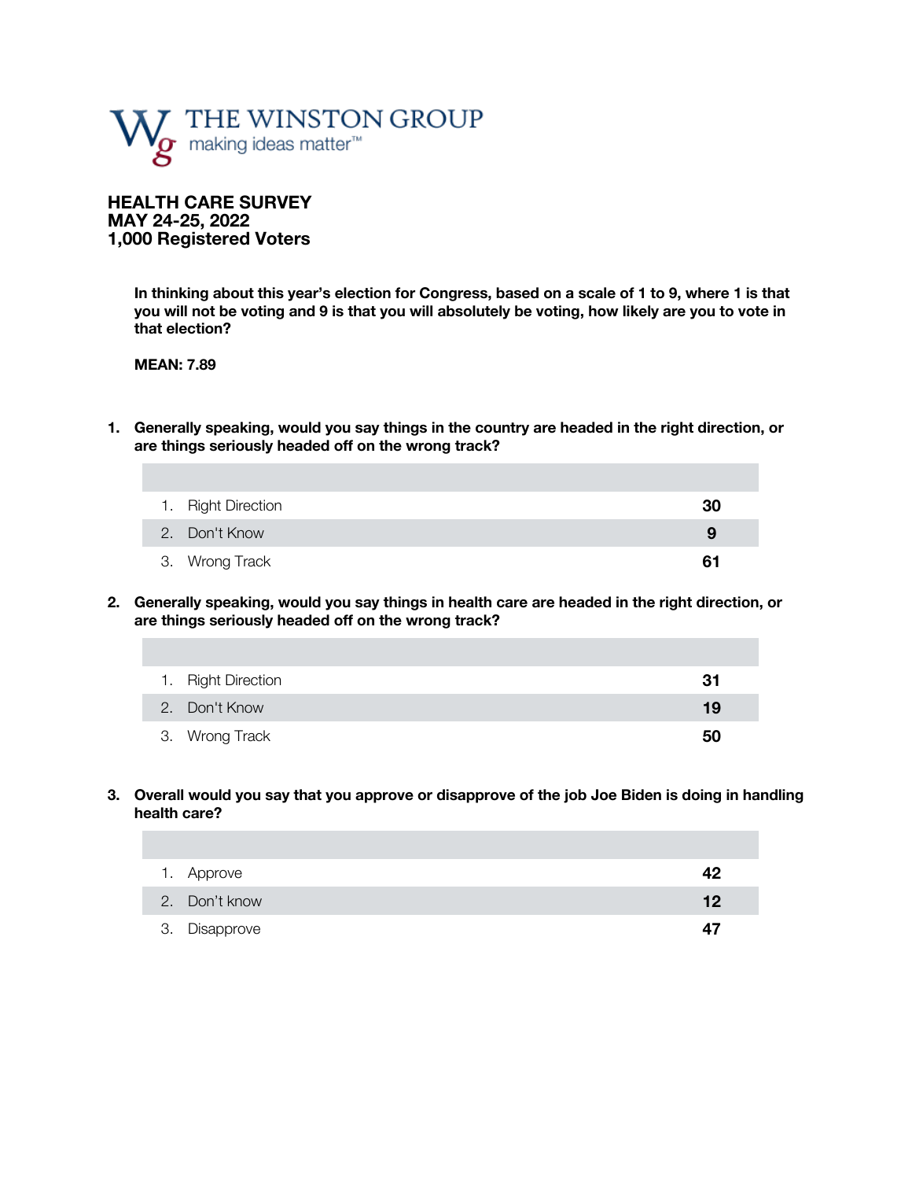THE WINSTON GROUP
making ideas matter™

# HEALTH CARE SURVEY
# MAY 24-25, 2022
# 1,000 Registered Voters

**In thinking about this year's election for Congress, based on a scale of 1 to 9, where 1 is that you will not be voting and 9 is that you will absolutely be voting, how likely are you to vote in that election?**

**MEAN: 7.89**

**1. Generally speaking, would you say things in the country are headed in the right direction, or are things seriously headed off on the wrong track?**

| | |
|---|---|
| 1. Right Direction | **30** |
| 2. Don't Know | **9** |
| 3. Wrong Track | **61** |

**2. Generally speaking, would you say things in health care are headed in the right direction, or are things seriously headed off on the wrong track?**

| | |
|---|---|
| 1. Right Direction | **31** |
| 2. Don't Know | **19** |
| 3. Wrong Track | **50** |

**3. Overall would you say that you approve or disapprove of the job Joe Biden is doing in handling health care?**

| | |
|---|---|
| 1. Approve | **42** |
| 2. Don't know | **12** |
| 3. Disapprove | **47** |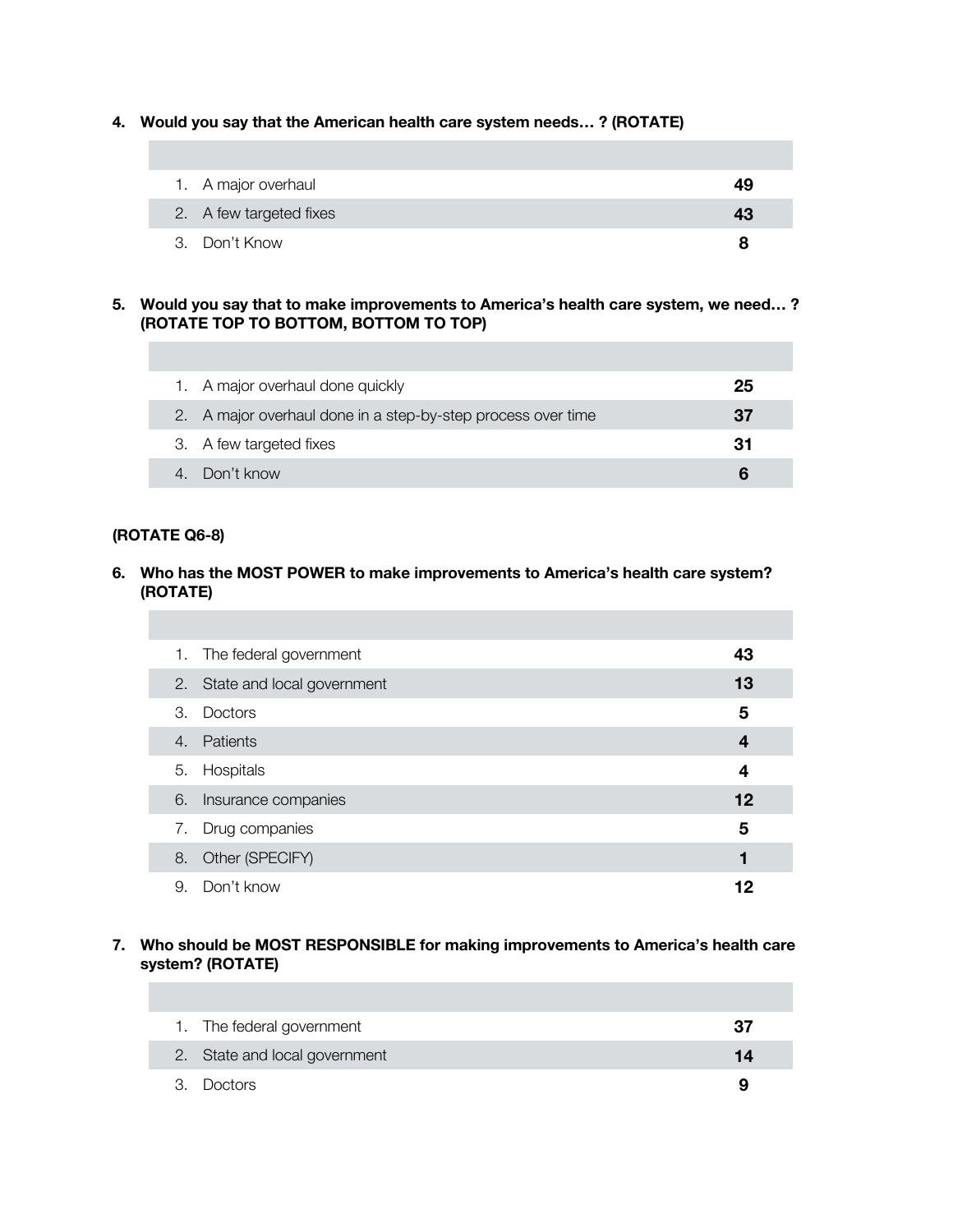**4. Would you say that the American health care system needs… ? (ROTATE)**

| | |
|---|---|
| 1. A major overhaul | **49** |
| 2. A few targeted fixes | **43** |
| 3. Don't Know | **8** |

**5. Would you say that to make improvements to America's health care system, we need… ? (ROTATE TOP TO BOTTOM, BOTTOM TO TOP)**

| | |
|---|---|
| 1. A major overhaul done quickly | **25** |
| 2. A major overhaul done in a step-by-step process over time | **37** |
| 3. A few targeted fixes | **31** |
| 4. Don't know | **6** |

**(ROTATE Q6-8)**

**6. Who has the MOST POWER to make improvements to America's health care system? (ROTATE)**

| | |
|---|---|
| 1. The federal government | **43** |
| 2. State and local government | **13** |
| 3. Doctors | **5** |
| 4. Patients | **4** |
| 5. Hospitals | **4** |
| 6. Insurance companies | **12** |
| 7. Drug companies | **5** |
| 8. Other (SPECIFY) | **1** |
| 9. Don't know | **12** |

**7. Who should be MOST RESPONSIBLE for making improvements to America's health care system? (ROTATE)**

| | |
|---|---|
| 1. The federal government | **37** |
| 2. State and local government | **14** |
| 3. Doctors | **9** |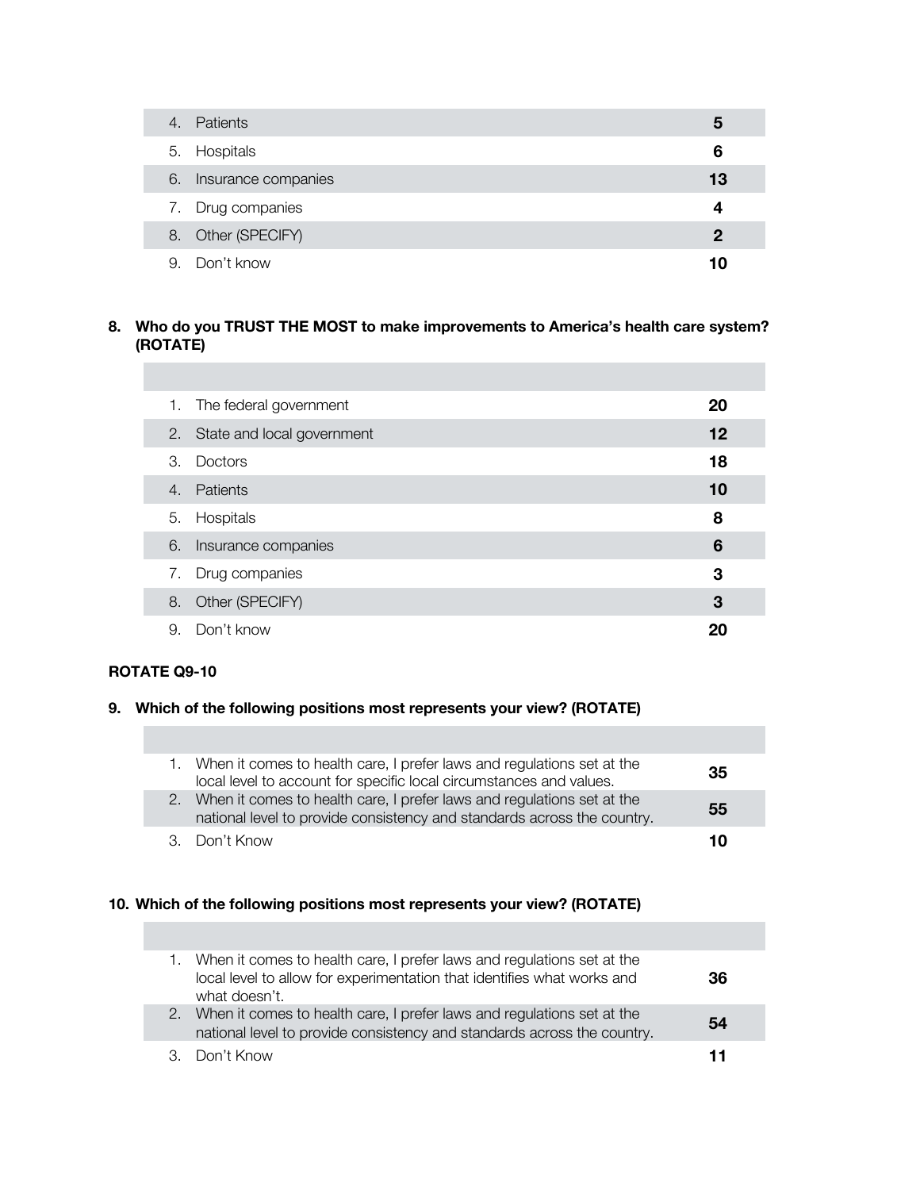| | |
|---|---|
| 4. Patients | **5** |
| 5. Hospitals | **6** |
| 6. Insurance companies | **13** |
| 7. Drug companies | **4** |
| 8. Other (SPECIFY) | **2** |
| 9. Don't know | **10** |

**8. Who do you TRUST THE MOST to make improvements to America's health care system? (ROTATE)**

| | |
|---|---|
| 1. The federal government | **20** |
| 2. State and local government | **12** |
| 3. Doctors | **18** |
| 4. Patients | **10** |
| 5. Hospitals | **8** |
| 6. Insurance companies | **6** |
| 7. Drug companies | **3** |
| 8. Other (SPECIFY) | **3** |
| 9. Don't know | **20** |

**ROTATE Q9-10**

**9. Which of the following positions most represents your view? (ROTATE)**

| | |
|---|---|
| 1. When it comes to health care, I prefer laws and regulations set at the local level to account for specific local circumstances and values. | **35** |
| 2. When it comes to health care, I prefer laws and regulations set at the national level to provide consistency and standards across the country. | **55** |
| 3. Don't Know | **10** |

**10. Which of the following positions most represents your view? (ROTATE)**

| | |
|---|---|
| 1. When it comes to health care, I prefer laws and regulations set at the local level to allow for experimentation that identifies what works and what doesn't. | **36** |
| 2. When it comes to health care, I prefer laws and regulations set at the national level to provide consistency and standards across the country. | **54** |
| 3. Don't Know | **11** |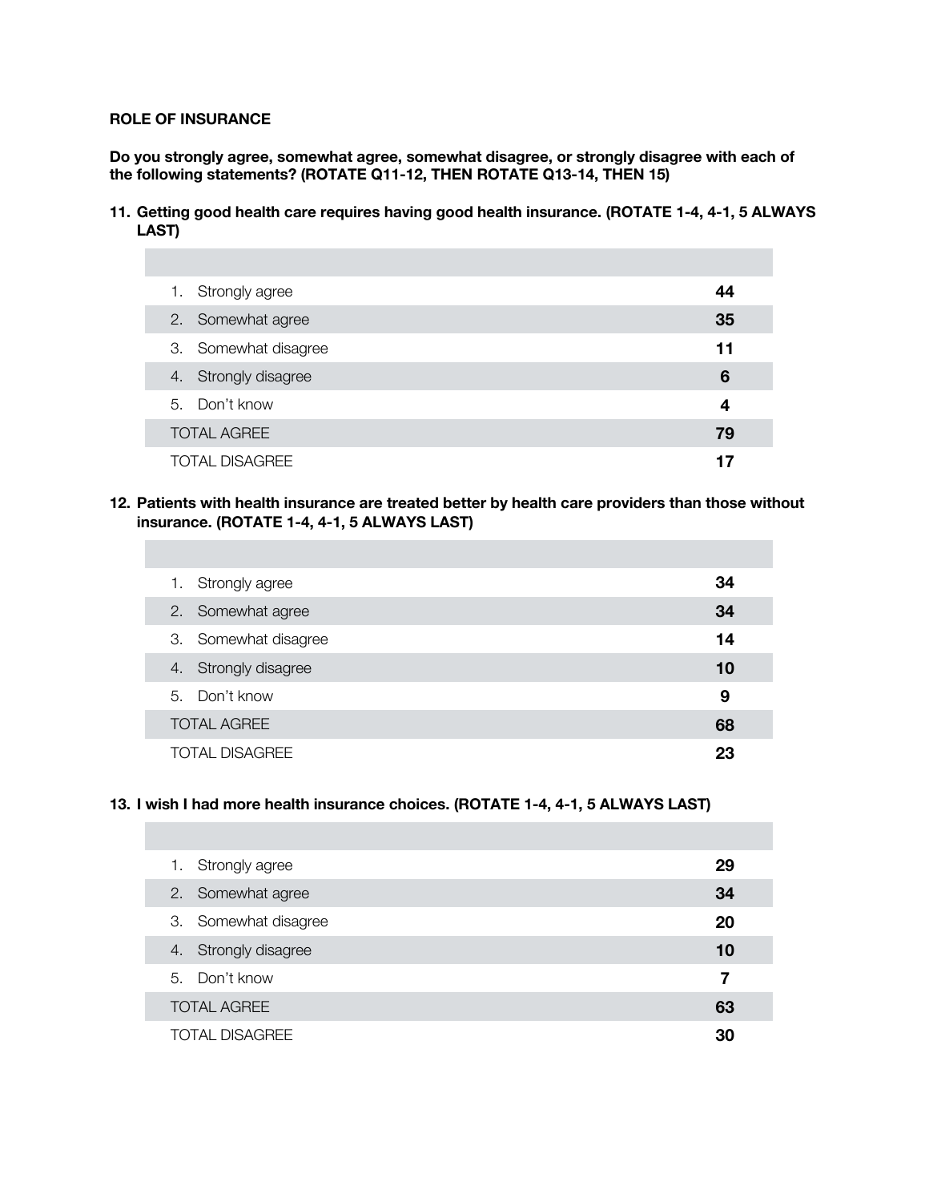**ROLE OF INSURANCE**

**Do you strongly agree, somewhat agree, somewhat disagree, or strongly disagree with each of the following statements? (ROTATE Q11-12, THEN ROTATE Q13-14, THEN 15)**

**11. Getting good health care requires having good health insurance. (ROTATE 1-4, 4-1, 5 ALWAYS LAST)**

| | |
|---|---|
| 1. Strongly agree | **44** |
| 2. Somewhat agree | **35** |
| 3. Somewhat disagree | **11** |
| 4. Strongly disagree | **6** |
| 5. Don't know | **4** |
| TOTAL AGREE | **79** |
| TOTAL DISAGREE | **17** |

**12. Patients with health insurance are treated better by health care providers than those without insurance. (ROTATE 1-4, 4-1, 5 ALWAYS LAST)**

| | |
|---|---|
| 1. Strongly agree | **34** |
| 2. Somewhat agree | **34** |
| 3. Somewhat disagree | **14** |
| 4. Strongly disagree | **10** |
| 5. Don't know | **9** |
| TOTAL AGREE | **68** |
| TOTAL DISAGREE | **23** |

**13. I wish I had more health insurance choices. (ROTATE 1-4, 4-1, 5 ALWAYS LAST)**

| | |
|---|---|
| 1. Strongly agree | **29** |
| 2. Somewhat agree | **34** |
| 3. Somewhat disagree | **20** |
| 4. Strongly disagree | **10** |
| 5. Don't know | **7** |
| TOTAL AGREE | **63** |
| TOTAL DISAGREE | **30** |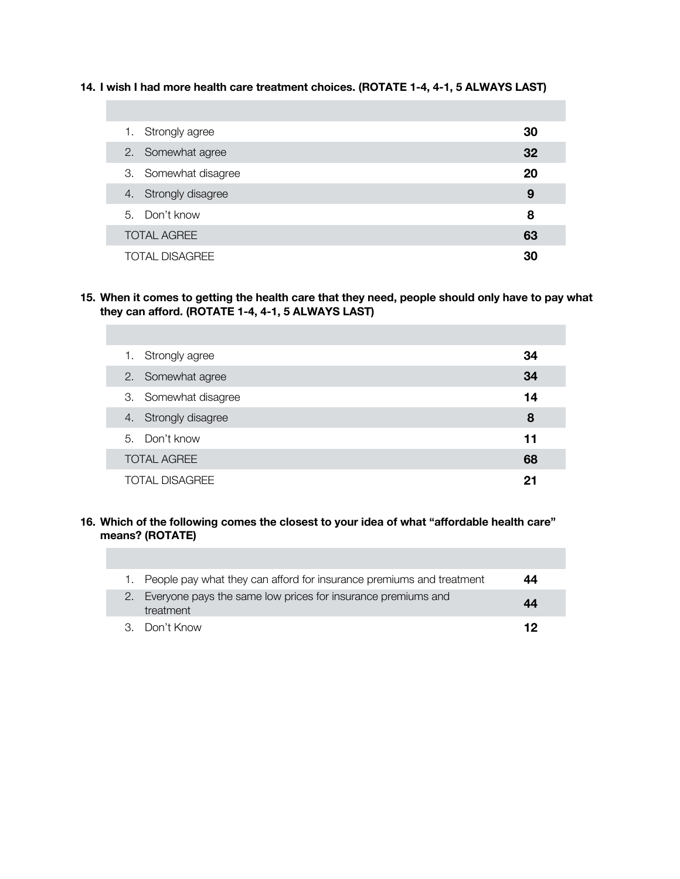**14. I wish I had more health care treatment choices. (ROTATE 1-4, 4-1, 5 ALWAYS LAST)**

| | |
|---|---|
| 1. Strongly agree | **30** |
| 2. Somewhat agree | **32** |
| 3. Somewhat disagree | **20** |
| 4. Strongly disagree | **9** |
| 5. Don't know | **8** |
| TOTAL AGREE | **63** |
| TOTAL DISAGREE | **30** |

**15. When it comes to getting the health care that they need, people should only have to pay what they can afford. (ROTATE 1-4, 4-1, 5 ALWAYS LAST)**

| | |
|---|---|
| 1. Strongly agree | **34** |
| 2. Somewhat agree | **34** |
| 3. Somewhat disagree | **14** |
| 4. Strongly disagree | **8** |
| 5. Don't know | **11** |
| TOTAL AGREE | **68** |
| TOTAL DISAGREE | **21** |

**16. Which of the following comes the closest to your idea of what "affordable health care" means? (ROTATE)**

| | |
|---|---|
| 1. People pay what they can afford for insurance premiums and treatment | **44** |
| 2. Everyone pays the same low prices for insurance premiums and treatment | **44** |
| 3. Don't Know | **12** |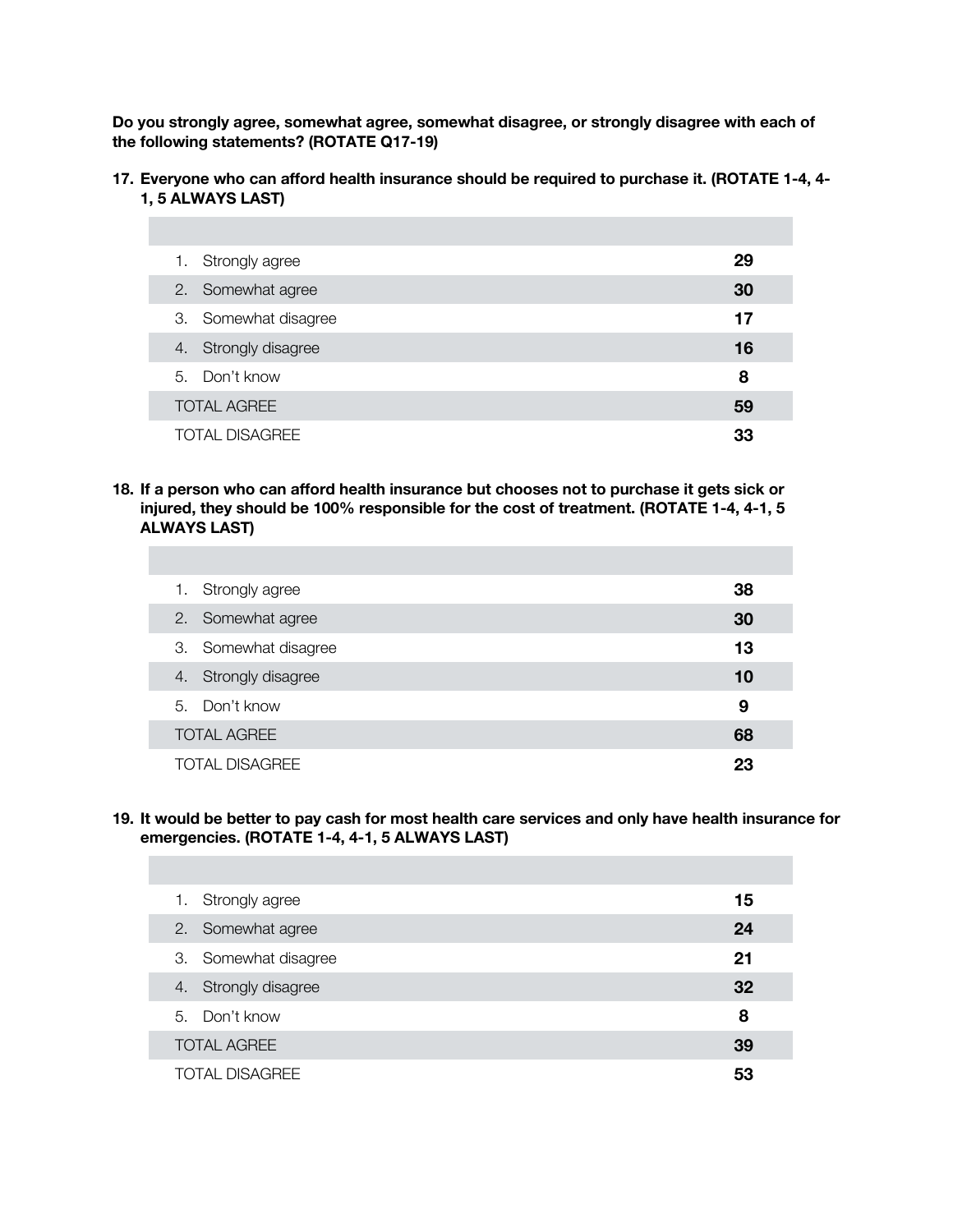**Do you strongly agree, somewhat agree, somewhat disagree, or strongly disagree with each of the following statements? (ROTATE Q17-19)**

**17. Everyone who can afford health insurance should be required to purchase it. (ROTATE 1-4, 4-1, 5 ALWAYS LAST)**

| | |
|---|---|
| 1. Strongly agree | **29** |
| 2. Somewhat agree | **30** |
| 3. Somewhat disagree | **17** |
| 4. Strongly disagree | **16** |
| 5. Don't know | **8** |
| TOTAL AGREE | **59** |
| TOTAL DISAGREE | **33** |

**18. If a person who can afford health insurance but chooses not to purchase it gets sick or injured, they should be 100% responsible for the cost of treatment. (ROTATE 1-4, 4-1, 5 ALWAYS LAST)**

| | |
|---|---|
| 1. Strongly agree | **38** |
| 2. Somewhat agree | **30** |
| 3. Somewhat disagree | **13** |
| 4. Strongly disagree | **10** |
| 5. Don't know | **9** |
| TOTAL AGREE | **68** |
| TOTAL DISAGREE | **23** |

**19. It would be better to pay cash for most health care services and only have health insurance for emergencies. (ROTATE 1-4, 4-1, 5 ALWAYS LAST)**

| | |
|---|---|
| 1. Strongly agree | **15** |
| 2. Somewhat agree | **24** |
| 3. Somewhat disagree | **21** |
| 4. Strongly disagree | **32** |
| 5. Don't know | **8** |
| TOTAL AGREE | **39** |
| TOTAL DISAGREE | **53** |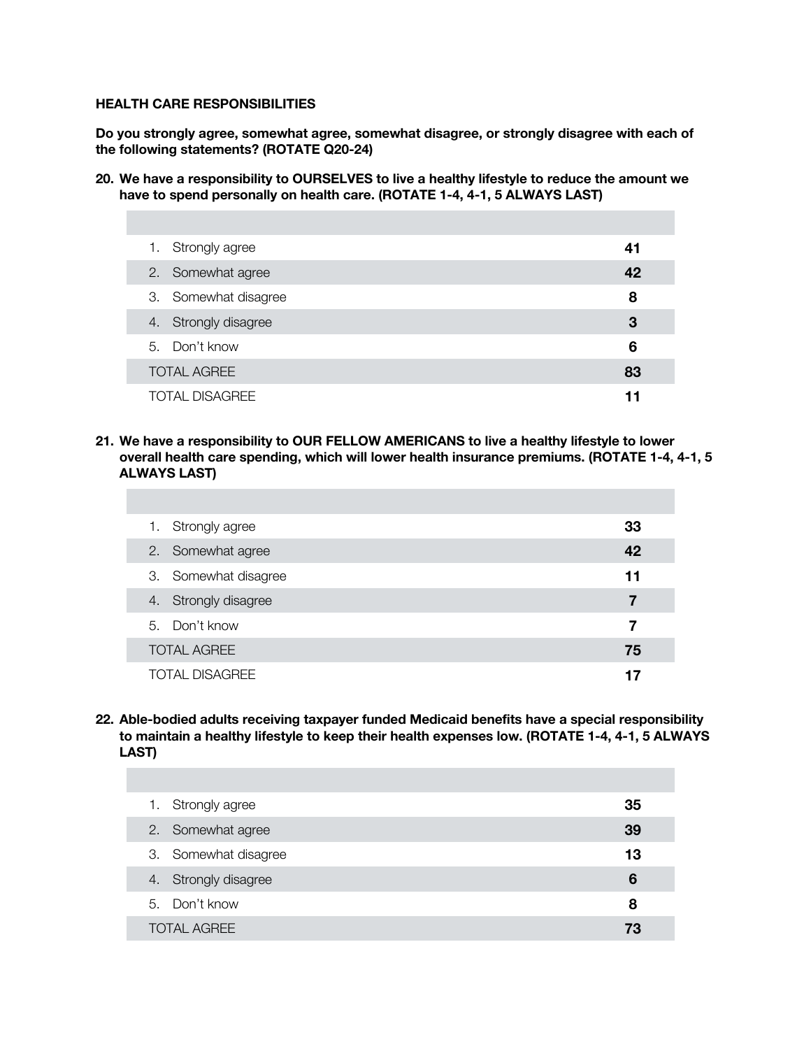**HEALTH CARE RESPONSIBILITIES**

**Do you strongly agree, somewhat agree, somewhat disagree, or strongly disagree with each of the following statements? (ROTATE Q20-24)**

**20. We have a responsibility to OURSELVES to live a healthy lifestyle to reduce the amount we have to spend personally on health care. (ROTATE 1-4, 4-1, 5 ALWAYS LAST)**

| | |
|---|---|
| 1. Strongly agree | **41** |
| 2. Somewhat agree | **42** |
| 3. Somewhat disagree | **8** |
| 4. Strongly disagree | **3** |
| 5. Don't know | **6** |
| TOTAL AGREE | **83** |
| TOTAL DISAGREE | **11** |

**21. We have a responsibility to OUR FELLOW AMERICANS to live a healthy lifestyle to lower overall health care spending, which will lower health insurance premiums. (ROTATE 1-4, 4-1, 5 ALWAYS LAST)**

| | |
|---|---|
| 1. Strongly agree | **33** |
| 2. Somewhat agree | **42** |
| 3. Somewhat disagree | **11** |
| 4. Strongly disagree | **7** |
| 5. Don't know | **7** |
| TOTAL AGREE | **75** |
| TOTAL DISAGREE | **17** |

**22. Able-bodied adults receiving taxpayer funded Medicaid benefits have a special responsibility to maintain a healthy lifestyle to keep their health expenses low. (ROTATE 1-4, 4-1, 5 ALWAYS LAST)**

| | |
|---|---|
| 1. Strongly agree | **35** |
| 2. Somewhat agree | **39** |
| 3. Somewhat disagree | **13** |
| 4. Strongly disagree | **6** |
| 5. Don't know | **8** |
| TOTAL AGREE | **73** |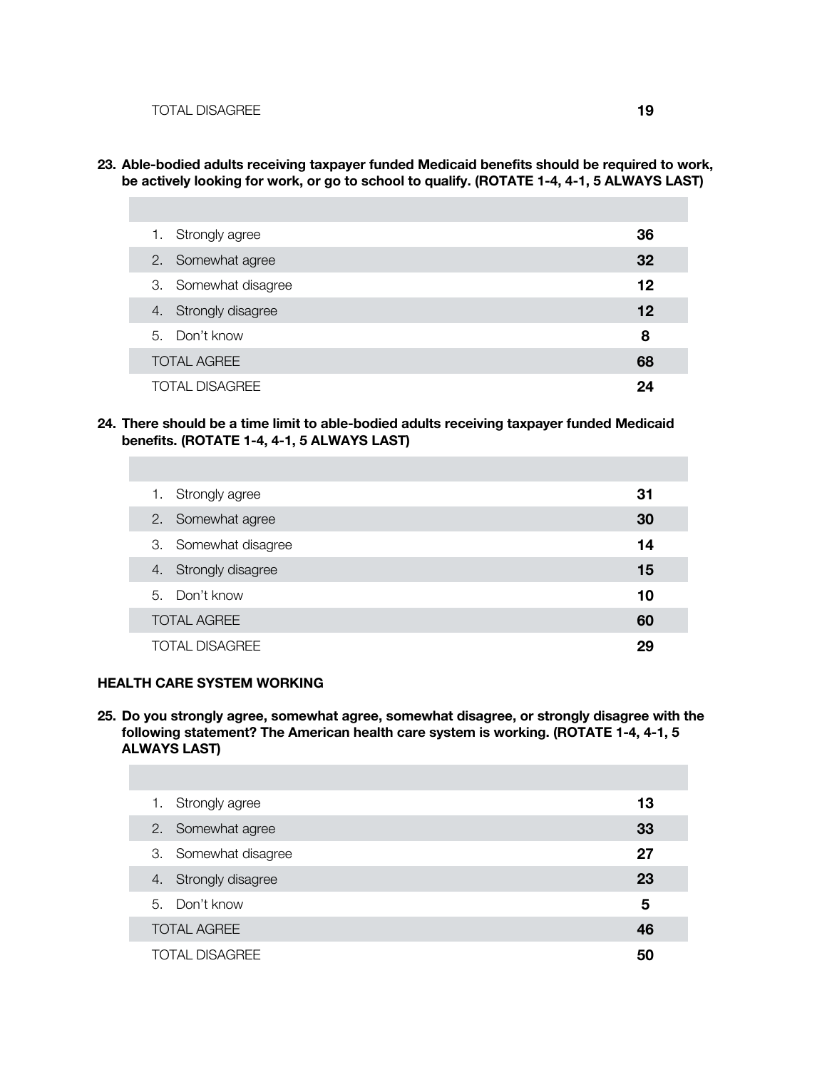| | |
|---|---|
| TOTAL DISAGREE | **19** |

**23. Able-bodied adults receiving taxpayer funded Medicaid benefits should be required to work, be actively looking for work, or go to school to qualify. (ROTATE 1-4, 4-1, 5 ALWAYS LAST)**

| | |
|---|---|
| 1. Strongly agree | **36** |
| 2. Somewhat agree | **32** |
| 3. Somewhat disagree | **12** |
| 4. Strongly disagree | **12** |
| 5. Don't know | **8** |
| TOTAL AGREE | **68** |
| TOTAL DISAGREE | **24** |

**24. There should be a time limit to able-bodied adults receiving taxpayer funded Medicaid benefits. (ROTATE 1-4, 4-1, 5 ALWAYS LAST)**

| | |
|---|---|
| 1. Strongly agree | **31** |
| 2. Somewhat agree | **30** |
| 3. Somewhat disagree | **14** |
| 4. Strongly disagree | **15** |
| 5. Don't know | **10** |
| TOTAL AGREE | **60** |
| TOTAL DISAGREE | **29** |

**HEALTH CARE SYSTEM WORKING**

**25. Do you strongly agree, somewhat agree, somewhat disagree, or strongly disagree with the following statement? The American health care system is working. (ROTATE 1-4, 4-1, 5 ALWAYS LAST)**

| | |
|---|---|
| 1. Strongly agree | **13** |
| 2. Somewhat agree | **33** |
| 3. Somewhat disagree | **27** |
| 4. Strongly disagree | **23** |
| 5. Don't know | **5** |
| TOTAL AGREE | **46** |
| TOTAL DISAGREE | **50** |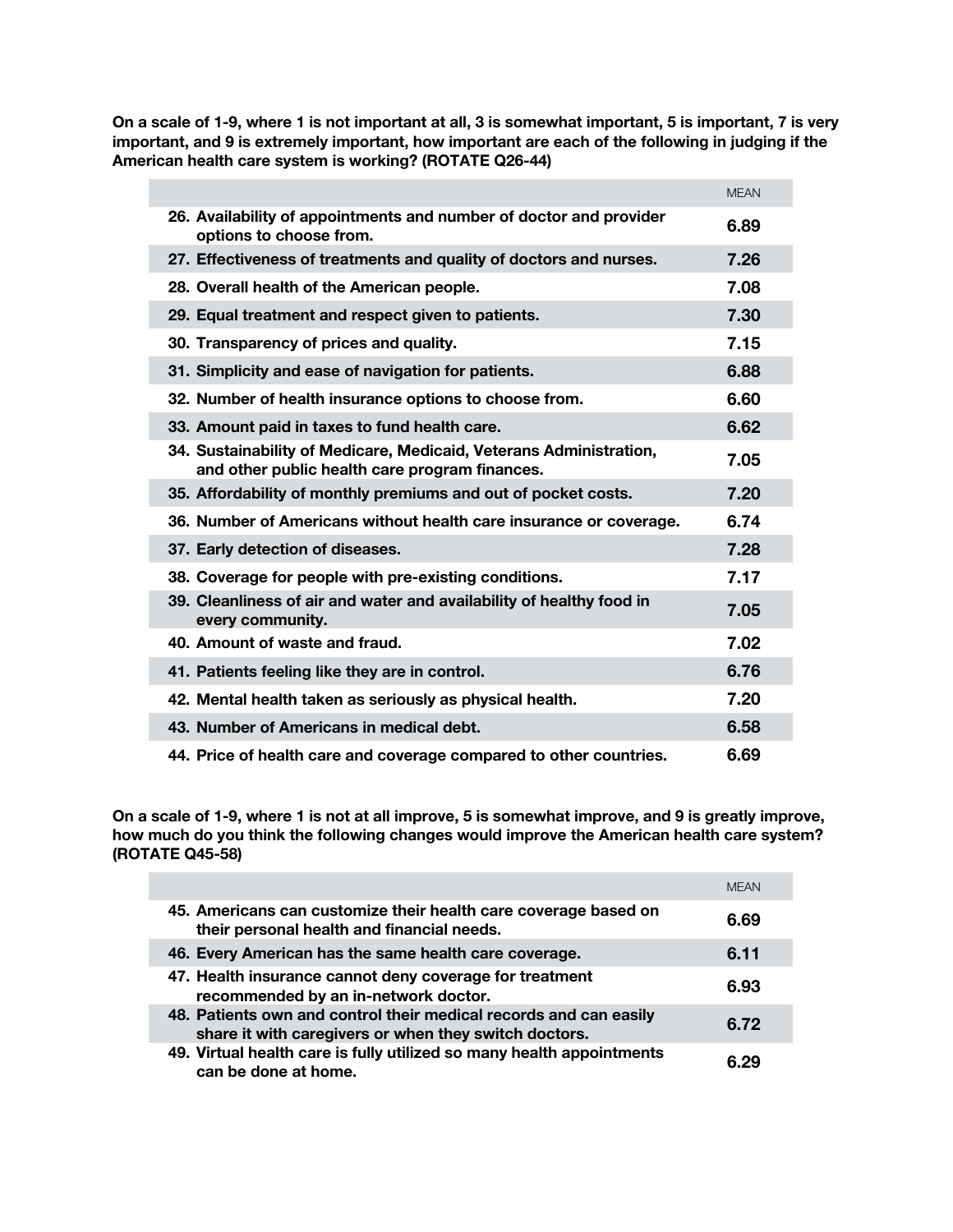**On a scale of 1-9, where 1 is not important at all, 3 is somewhat important, 5 is important, 7 is very important, and 9 is extremely important, how important are each of the following in judging if the American health care system is working? (ROTATE Q26-44)**

| | MEAN |
|---|---|
| 26. Availability of appointments and number of doctor and provider options to choose from. | 6.89 |
| 27. Effectiveness of treatments and quality of doctors and nurses. | 7.26 |
| 28. Overall health of the American people. | 7.08 |
| 29. Equal treatment and respect given to patients. | 7.30 |
| 30. Transparency of prices and quality. | 7.15 |
| 31. Simplicity and ease of navigation for patients. | 6.88 |
| 32. Number of health insurance options to choose from. | 6.60 |
| 33. Amount paid in taxes to fund health care. | 6.62 |
| 34. Sustainability of Medicare, Medicaid, Veterans Administration, and other public health care program finances. | 7.05 |
| 35. Affordability of monthly premiums and out of pocket costs. | 7.20 |
| 36. Number of Americans without health care insurance or coverage. | 6.74 |
| 37. Early detection of diseases. | 7.28 |
| 38. Coverage for people with pre-existing conditions. | 7.17 |
| 39. Cleanliness of air and water and availability of healthy food in every community. | 7.05 |
| 40. Amount of waste and fraud. | 7.02 |
| 41. Patients feeling like they are in control. | 6.76 |
| 42. Mental health taken as seriously as physical health. | 7.20 |
| 43. Number of Americans in medical debt. | 6.58 |
| 44. Price of health care and coverage compared to other countries. | 6.69 |

**On a scale of 1-9, where 1 is not at all improve, 5 is somewhat improve, and 9 is greatly improve, how much do you think the following changes would improve the American health care system? (ROTATE Q45-58)**

| | MEAN |
|---|---|
| 45. Americans can customize their health care coverage based on their personal health and financial needs. | 6.69 |
| 46. Every American has the same health care coverage. | 6.11 |
| 47. Health insurance cannot deny coverage for treatment recommended by an in-network doctor. | 6.93 |
| 48. Patients own and control their medical records and can easily share it with caregivers or when they switch doctors. | 6.72 |
| 49. Virtual health care is fully utilized so many health appointments can be done at home. | 6.29 |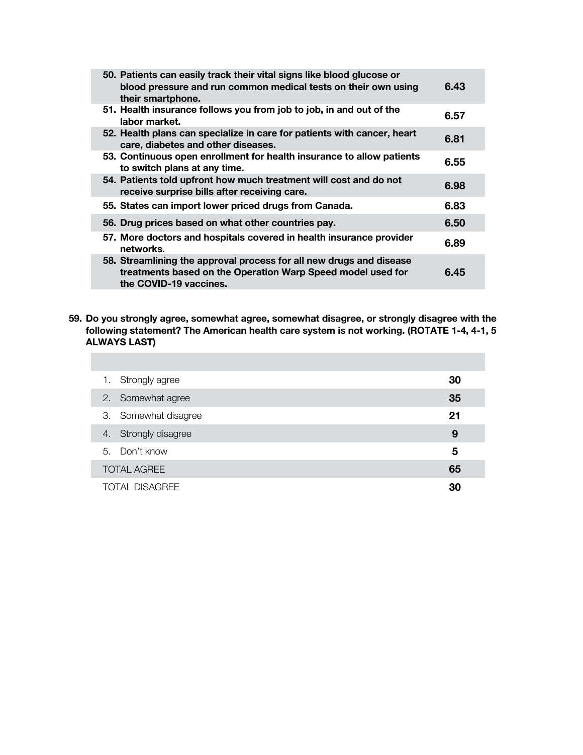| | |
|---|---|
| **50. Patients can easily track their vital signs like blood glucose or blood pressure and run common medical tests on their own using their smartphone.** | **6.43** |
| **51. Health insurance follows you from job to job, in and out of the labor market.** | **6.57** |
| **52. Health plans can specialize in care for patients with cancer, heart care, diabetes and other diseases.** | **6.81** |
| **53. Continuous open enrollment for health insurance to allow patients to switch plans at any time.** | **6.55** |
| **54. Patients told upfront how much treatment will cost and do not receive surprise bills after receiving care.** | **6.98** |
| **55. States can import lower priced drugs from Canada.** | **6.83** |
| **56. Drug prices based on what other countries pay.** | **6.50** |
| **57. More doctors and hospitals covered in health insurance provider networks.** | **6.89** |
| **58. Streamlining the approval process for all new drugs and disease treatments based on the Operation Warp Speed model used for the COVID-19 vaccines.** | **6.45** |

**59. Do you strongly agree, somewhat agree, somewhat disagree, or strongly disagree with the following statement? The American health care system is not working. (ROTATE 1-4, 4-1, 5 ALWAYS LAST)**

| | |
|---|---|
| 1. Strongly agree | **30** |
| 2. Somewhat agree | **35** |
| 3. Somewhat disagree | **21** |
| 4. Strongly disagree | **9** |
| 5. Don't know | **5** |
| TOTAL AGREE | **65** |
| TOTAL DISAGREE | **30** |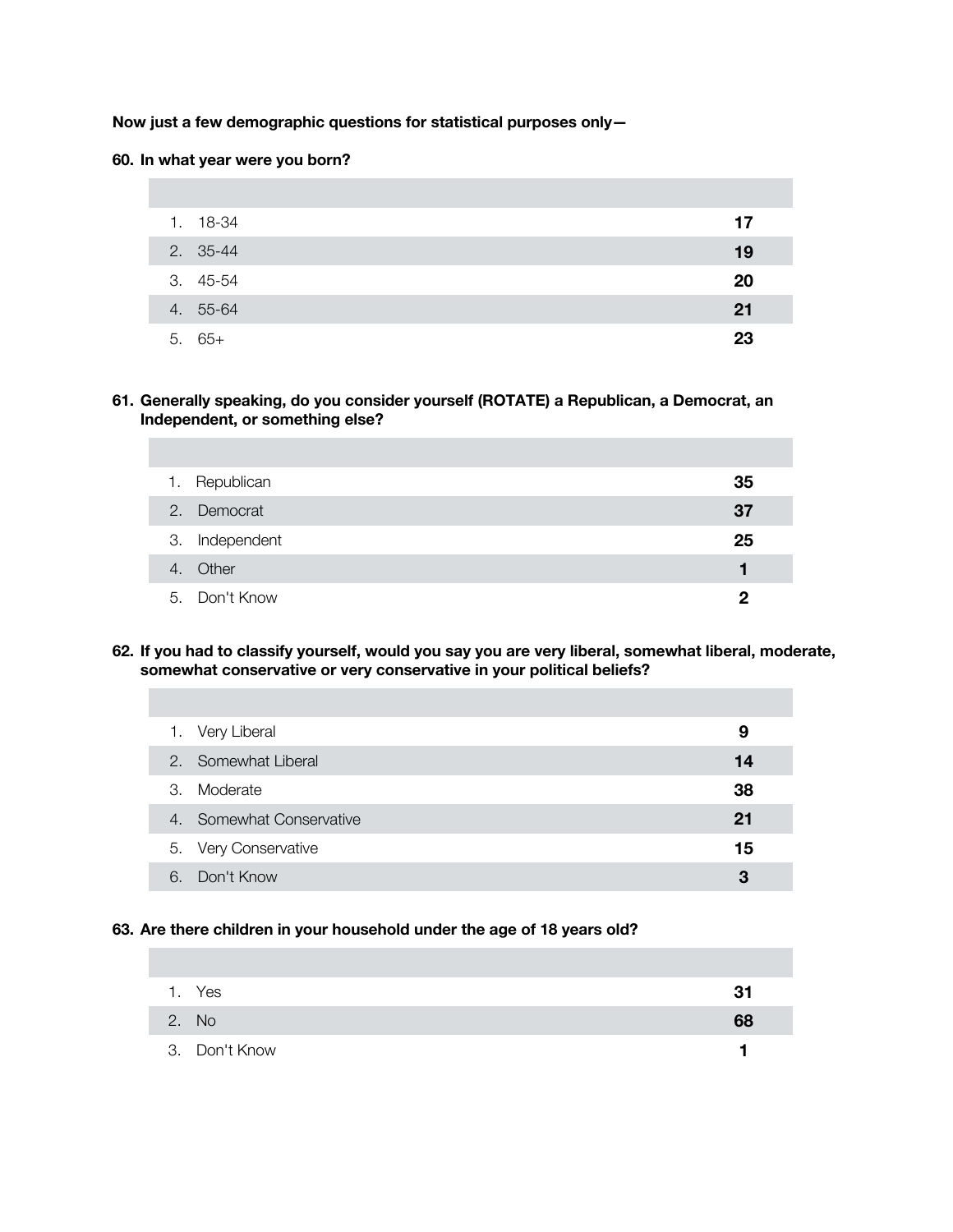**Now just a few demographic questions for statistical purposes only—**

**60. In what year were you born?**

| | |
|---|---|
| 1. 18-34 | **17** |
| 2. 35-44 | **19** |
| 3. 45-54 | **20** |
| 4. 55-64 | **21** |
| 5. 65+ | **23** |

**61. Generally speaking, do you consider yourself (ROTATE) a Republican, a Democrat, an Independent, or something else?**

| | |
|---|---|
| 1. Republican | **35** |
| 2. Democrat | **37** |
| 3. Independent | **25** |
| 4. Other | **1** |
| 5. Don't Know | **2** |

**62. If you had to classify yourself, would you say you are very liberal, somewhat liberal, moderate, somewhat conservative or very conservative in your political beliefs?**

| | |
|---|---|
| 1. Very Liberal | **9** |
| 2. Somewhat Liberal | **14** |
| 3. Moderate | **38** |
| 4. Somewhat Conservative | **21** |
| 5. Very Conservative | **15** |
| 6. Don't Know | **3** |

**63. Are there children in your household under the age of 18 years old?**

| | |
|---|---|
| 1. Yes | **31** |
| 2. No | **68** |
| 3. Don't Know | **1** |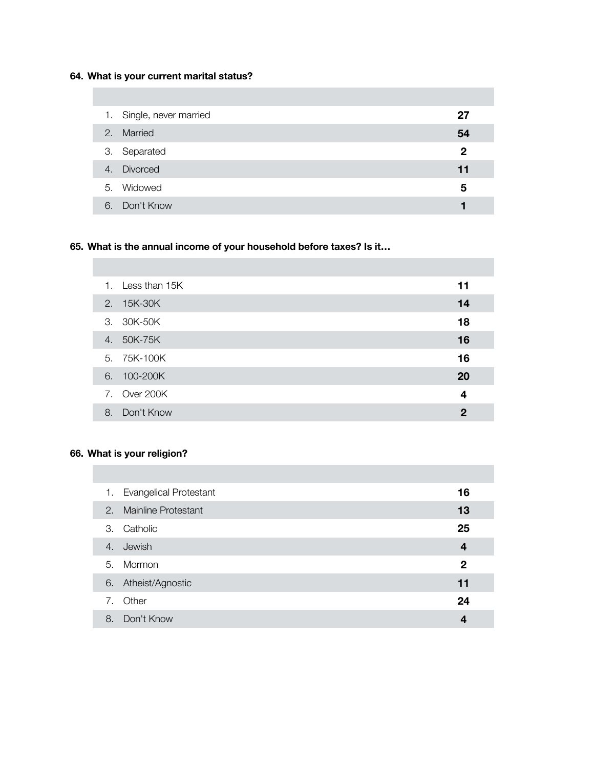**64. What is your current marital status?**

| | | |
|---|---|---|
| 1. | Single, never married | **27** |
| 2. | Married | **54** |
| 3. | Separated | **2** |
| 4. | Divorced | **11** |
| 5. | Widowed | **5** |
| 6. | Don't Know | **1** |

**65. What is the annual income of your household before taxes? Is it…**

| | | |
|---|---|---|
| 1. | Less than 15K | **11** |
| 2. | 15K-30K | **14** |
| 3. | 30K-50K | **18** |
| 4. | 50K-75K | **16** |
| 5. | 75K-100K | **16** |
| 6. | 100-200K | **20** |
| 7. | Over 200K | **4** |
| 8. | Don't Know | **2** |

**66. What is your religion?**

| | | |
|---|---|---|
| 1. | Evangelical Protestant | **16** |
| 2. | Mainline Protestant | **13** |
| 3. | Catholic | **25** |
| 4. | Jewish | **4** |
| 5. | Mormon | **2** |
| 6. | Atheist/Agnostic | **11** |
| 7. | Other | **24** |
| 8. | Don't Know | **4** |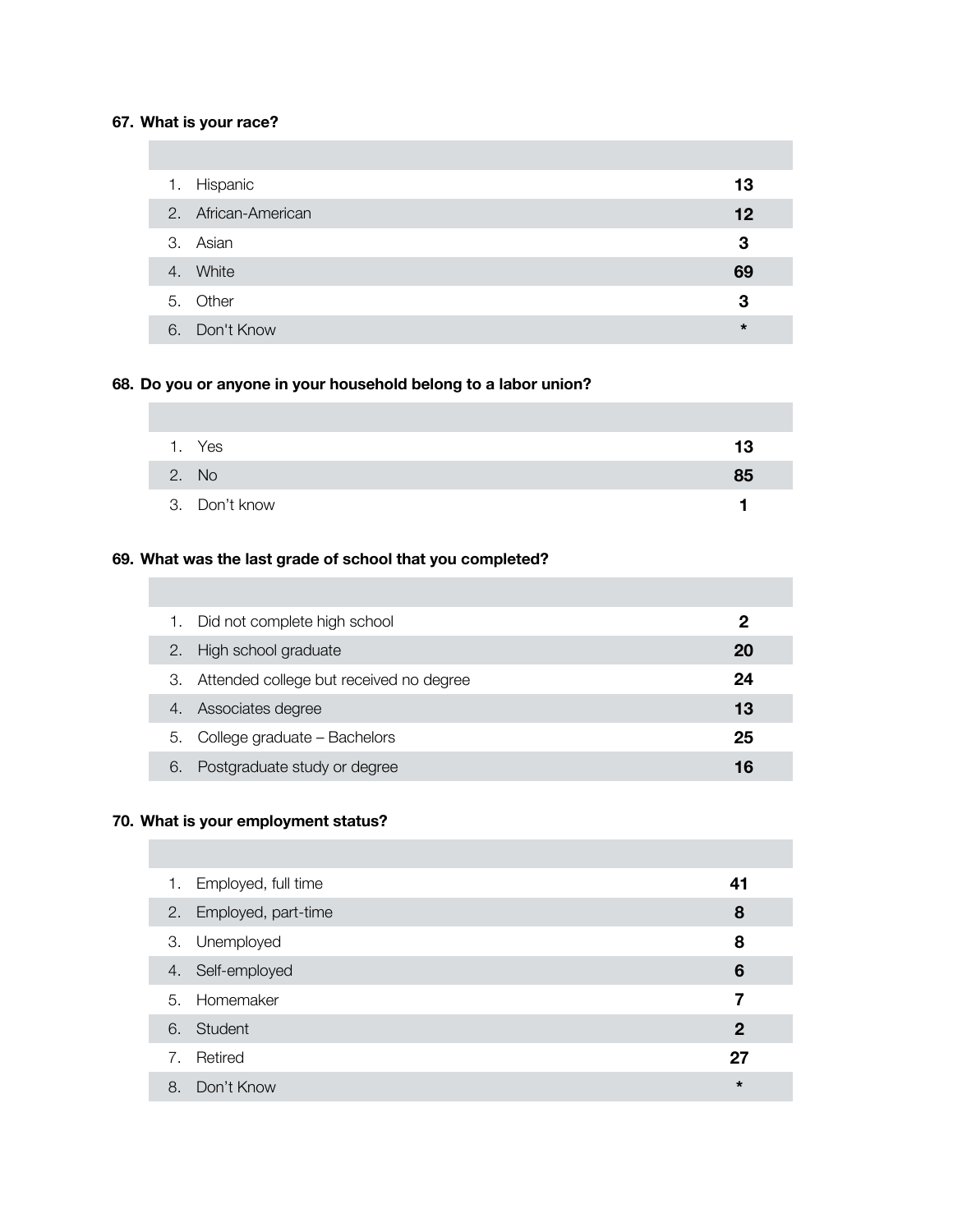**67. What is your race?**

| | | |
|---|---|---|
| 1. | Hispanic | **13** |
| 2. | African-American | **12** |
| 3. | Asian | **3** |
| 4. | White | **69** |
| 5. | Other | **3** |
| 6. | Don't Know | * |

**68. Do you or anyone in your household belong to a labor union?**

| | | |
|---|---|---|
| 1. | Yes | **13** |
| 2. | No | **85** |
| 3. | Don't know | **1** |

**69. What was the last grade of school that you completed?**

| | | |
|---|---|---|
| 1. | Did not complete high school | **2** |
| 2. | High school graduate | **20** |
| 3. | Attended college but received no degree | **24** |
| 4. | Associates degree | **13** |
| 5. | College graduate – Bachelors | **25** |
| 6. | Postgraduate study or degree | **16** |

**70. What is your employment status?**

| | | |
|---|---|---|
| 1. | Employed, full time | **41** |
| 2. | Employed, part-time | **8** |
| 3. | Unemployed | **8** |
| 4. | Self-employed | **6** |
| 5. | Homemaker | **7** |
| 6. | Student | **2** |
| 7. | Retired | **27** |
| 8. | Don't Know | * |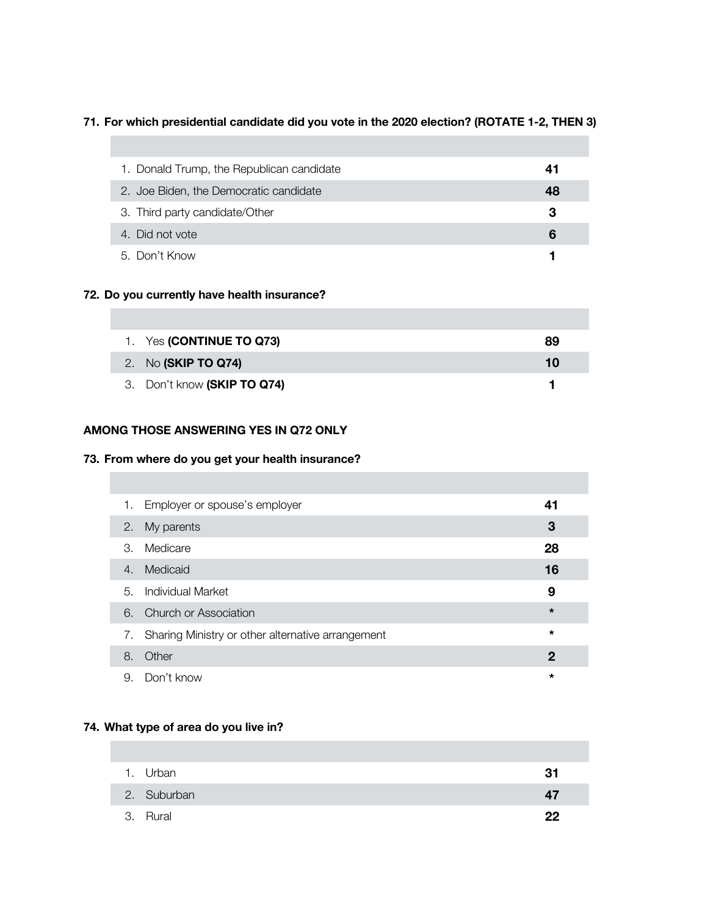**71. For which presidential candidate did you vote in the 2020 election? (ROTATE 1-2, THEN 3)**

| | |
|---|---|
| 1. Donald Trump, the Republican candidate | **41** |
| 2. Joe Biden, the Democratic candidate | **48** |
| 3. Third party candidate/Other | **3** |
| 4. Did not vote | **6** |
| 5. Don't Know | **1** |

**72. Do you currently have health insurance?**

| | |
|---|---|
| 1. Yes **(CONTINUE TO Q73)** | **89** |
| 2. No **(SKIP TO Q74)** | **10** |
| 3. Don't know **(SKIP TO Q74)** | **1** |

**AMONG THOSE ANSWERING YES IN Q72 ONLY**

**73. From where do you get your health insurance?**

| | |
|---|---|
| 1. Employer or spouse's employer | **41** |
| 2. My parents | **3** |
| 3. Medicare | **28** |
| 4. Medicaid | **16** |
| 5. Individual Market | **9** |
| 6. Church or Association | * |
| 7. Sharing Ministry or other alternative arrangement | * |
| 8. Other | **2** |
| 9. Don't know | * |

**74. What type of area do you live in?**

| | |
|---|---|
| 1. Urban | **31** |
| 2. Suburban | **47** |
| 3. Rural | **22** |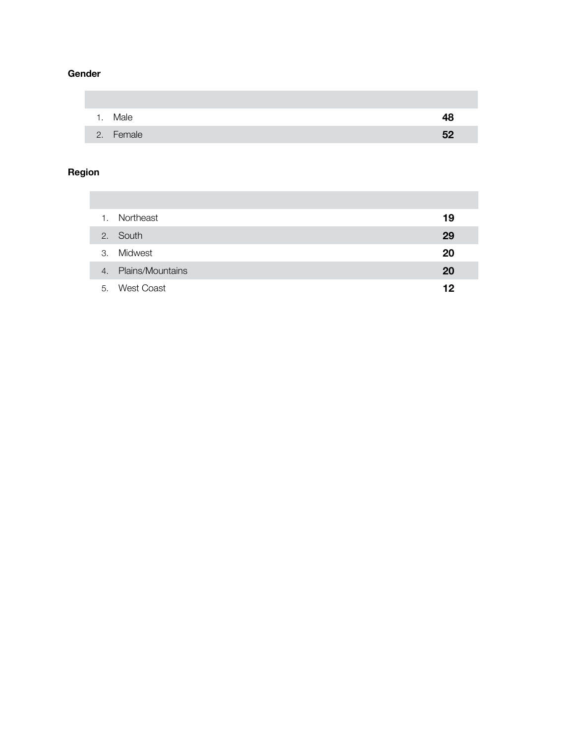**Gender**

| | | |
|---|---|---|
| 1. | Male | **48** |
| 2. | Female | **52** |

**Region**

| | | |
|---|---|---|
| 1. | Northeast | **19** |
| 2. | South | **29** |
| 3. | Midwest | **20** |
| 4. | Plains/Mountains | **20** |
| 5. | West Coast | **12** |